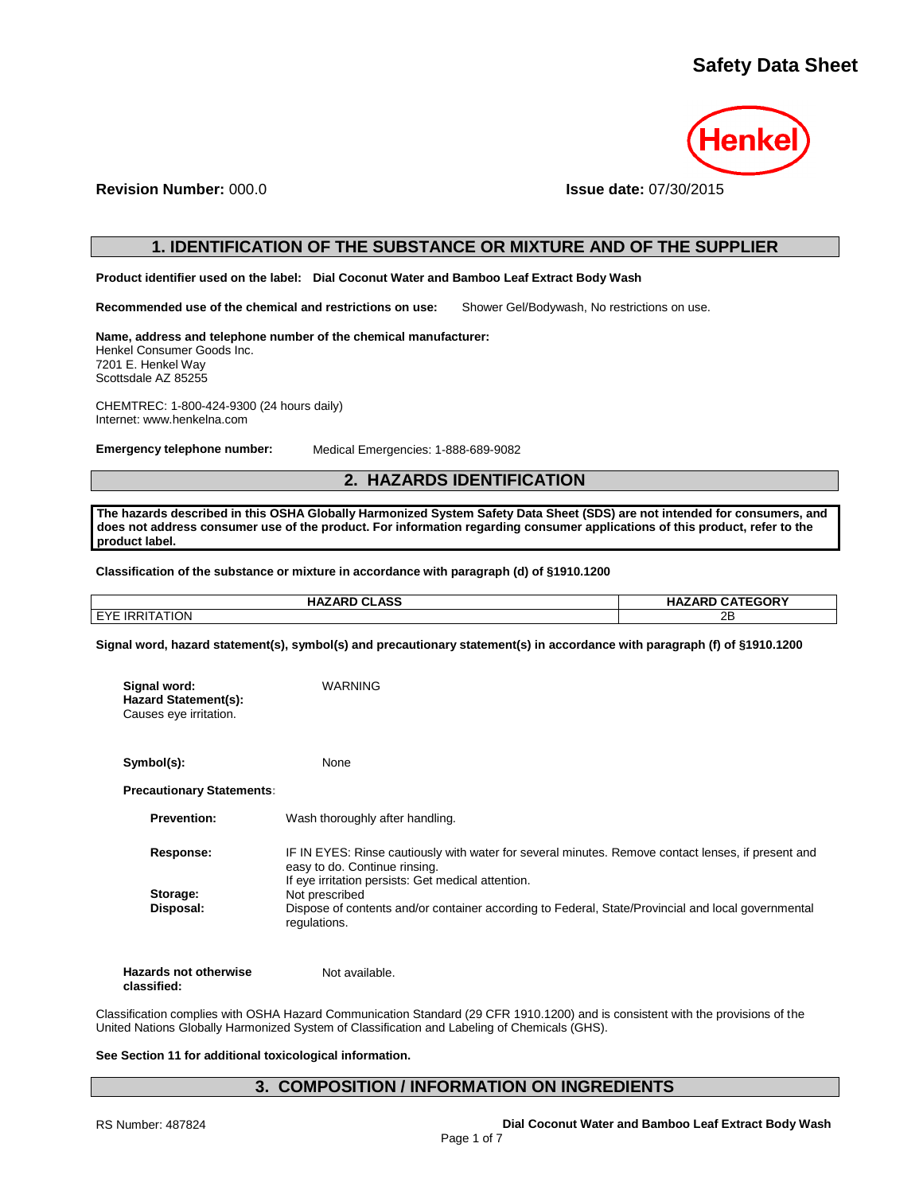# Safety Data Sheet

**Revision Number:** 000.0 **Issue date:** 07/30/2015

## 1. IDENTIFICATION OF THE SUBSTANCE OR MIXTURE AND OF THE SUPPLIER

**Product identifier used on the label:** **Dial Coconut Water and Bamboo Leaf Extract Body Wash**

**Recommended use of the chemical and restrictions on use:** Shower Gel/Bodywash, No restrictions on use.

**Name, address and telephone number of the chemical manufacturer:**
Henkel Consumer Goods Inc.
7201 E. Henkel Way
Scottsdale AZ 85255

CHEMTREC: 1-800-424-9300 (24 hours daily)
Internet: www.henkelna.com

**Emergency telephone number:** Medical Emergencies: 1-888-689-9082

## 2. HAZARDS IDENTIFICATION

**The hazards described in this OSHA Globally Harmonized System Safety Data Sheet (SDS) are not intended for consumers, and does not address consumer use of the product. For information regarding consumer applications of this product, refer to the product label.**

**Classification of the substance or mixture in accordance with paragraph (d) of §1910.1200**

| HAZARD CLASS | HAZARD CATEGORY |
|---|---|
| EYE IRRITATION | 2B |

**Signal word, hazard statement(s), symbol(s) and precautionary statement(s) in accordance with paragraph (f) of §1910.1200**

**Signal word:** WARNING
**Hazard Statement(s):**
Causes eye irritation.

**Symbol(s):** None

**Precautionary Statements:**

**Prevention:** Wash thoroughly after handling.

**Response:** IF IN EYES: Rinse cautiously with water for several minutes. Remove contact lenses, if present and easy to do. Continue rinsing.
If eye irritation persists: Get medical attention.

**Storage:** Not prescribed

**Disposal:** Dispose of contents and/or container according to Federal, State/Provincial and local governmental regulations.

**Hazards not otherwise classified:** Not available.

Classification complies with OSHA Hazard Communication Standard (29 CFR 1910.1200) and is consistent with the provisions of the United Nations Globally Harmonized System of Classification and Labeling of Chemicals (GHS).

**See Section 11 for additional toxicological information.**

## 3. COMPOSITION / INFORMATION ON INGREDIENTS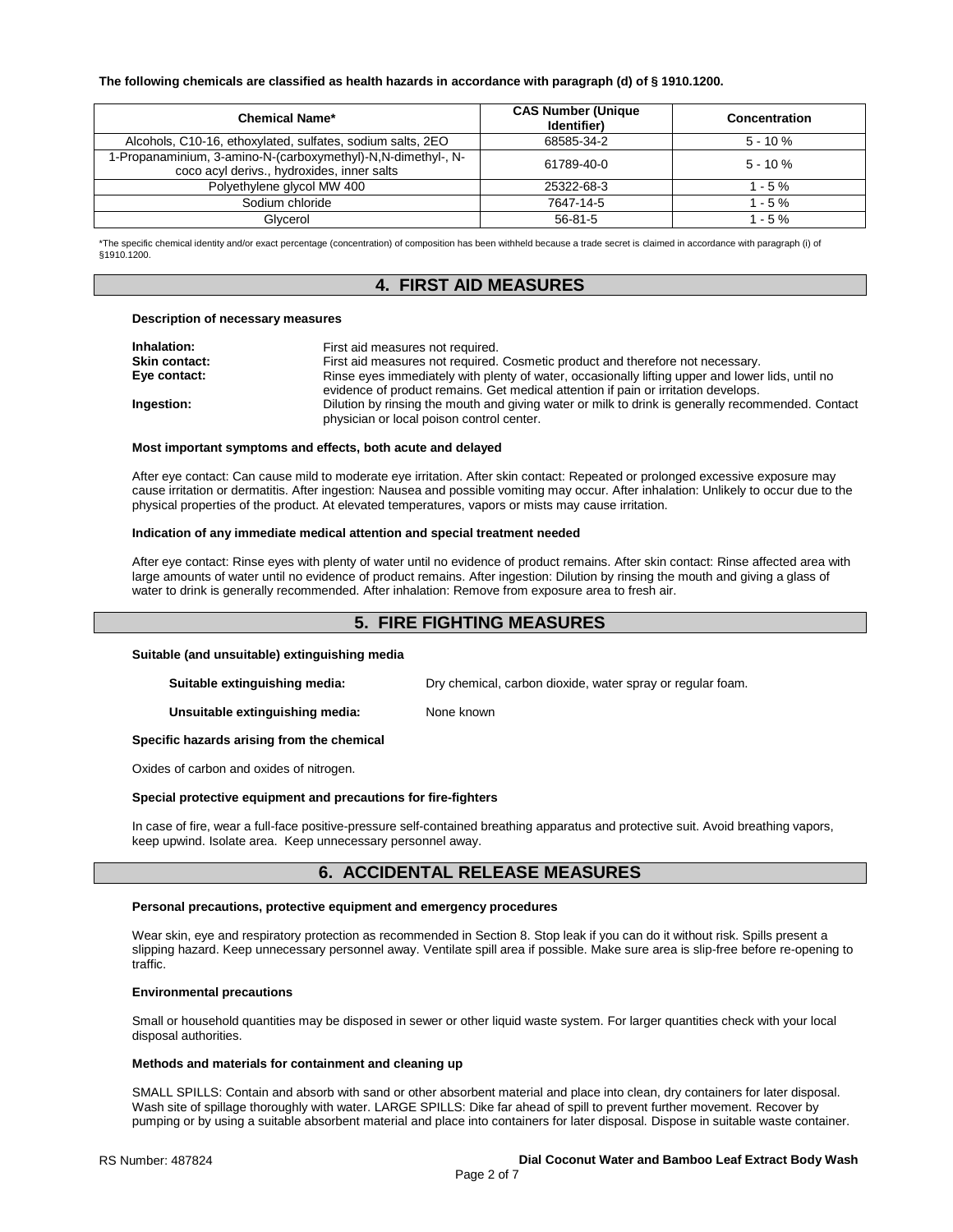**The following chemicals are classified as health hazards in accordance with paragraph (d) of § 1910.1200.**

| Chemical Name* | CAS Number (Unique Identifier) | Concentration |
|---|---|---|
| Alcohols, C10-16, ethoxylated, sulfates, sodium salts, 2EO | 68585-34-2 | 5 - 10 % |
| 1-Propanaminium, 3-amino-N-(carboxymethyl)-N,N-dimethyl-, N-coco acyl derivs., hydroxides, inner salts | 61789-40-0 | 5 - 10 % |
| Polyethylene glycol MW 400 | 25322-68-3 | 1 - 5 % |
| Sodium chloride | 7647-14-5 | 1 - 5 % |
| Glycerol | 56-81-5 | 1 - 5 % |

*The specific chemical identity and/or exact percentage (concentration) of composition has been withheld because a trade secret is claimed in accordance with paragraph (i) of §1910.1200.

## 4. FIRST AID MEASURES

**Description of necessary measures**

**Inhalation:** First aid measures not required.

**Skin contact:** First aid measures not required. Cosmetic product and therefore not necessary.

**Eye contact:** Rinse eyes immediately with plenty of water, occasionally lifting upper and lower lids, until no evidence of product remains. Get medical attention if pain or irritation develops.

**Ingestion:** Dilution by rinsing the mouth and giving water or milk to drink is generally recommended. Contact physician or local poison control center.

**Most important symptoms and effects, both acute and delayed**

After eye contact: Can cause mild to moderate eye irritation. After skin contact: Repeated or prolonged excessive exposure may cause irritation or dermatitis. After ingestion: Nausea and possible vomiting may occur. After inhalation: Unlikely to occur due to the physical properties of the product. At elevated temperatures, vapors or mists may cause irritation.

**Indication of any immediate medical attention and special treatment needed**

After eye contact: Rinse eyes with plenty of water until no evidence of product remains. After skin contact: Rinse affected area with large amounts of water until no evidence of product remains. After ingestion: Dilution by rinsing the mouth and giving a glass of water to drink is generally recommended. After inhalation: Remove from exposure area to fresh air.

## 5. FIRE FIGHTING MEASURES

**Suitable (and unsuitable) extinguishing media**

**Suitable extinguishing media:** Dry chemical, carbon dioxide, water spray or regular foam.

**Unsuitable extinguishing media:** None known

**Specific hazards arising from the chemical**

Oxides of carbon and oxides of nitrogen.

**Special protective equipment and precautions for fire-fighters**

In case of fire, wear a full-face positive-pressure self-contained breathing apparatus and protective suit. Avoid breathing vapors, keep upwind. Isolate area. Keep unnecessary personnel away.

## 6. ACCIDENTAL RELEASE MEASURES

**Personal precautions, protective equipment and emergency procedures**

Wear skin, eye and respiratory protection as recommended in Section 8. Stop leak if you can do it without risk. Spills present a slipping hazard. Keep unnecessary personnel away. Ventilate spill area if possible. Make sure area is slip-free before re-opening to traffic.

**Environmental precautions**

Small or household quantities may be disposed in sewer or other liquid waste system. For larger quantities check with your local disposal authorities.

**Methods and materials for containment and cleaning up**

SMALL SPILLS: Contain and absorb with sand or other absorbent material and place into clean, dry containers for later disposal. Wash site of spillage thoroughly with water. LARGE SPILLS: Dike far ahead of spill to prevent further movement. Recover by pumping or by using a suitable absorbent material and place into containers for later disposal. Dispose in suitable waste container.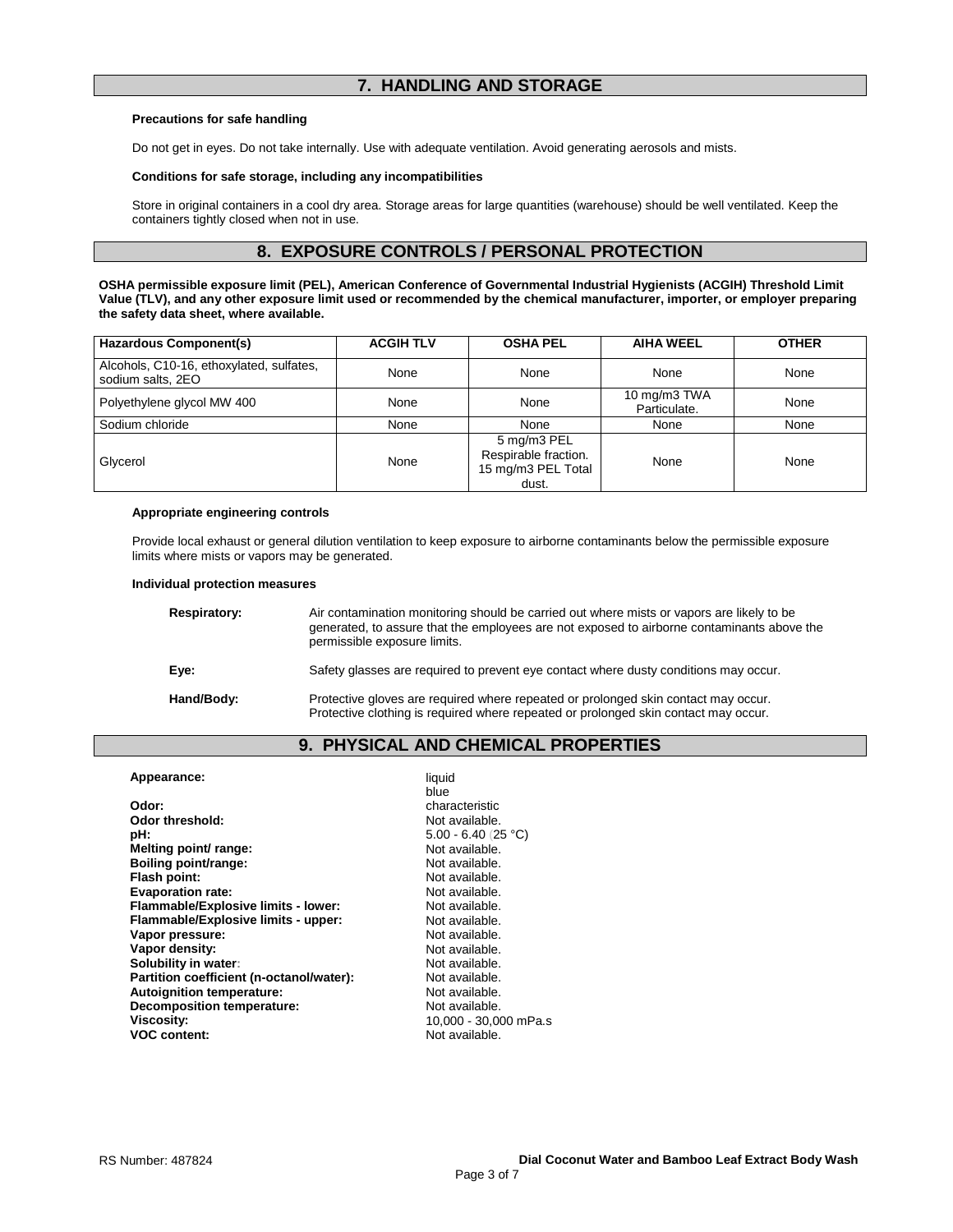## 7. HANDLING AND STORAGE

**Precautions for safe handling**

Do not get in eyes. Do not take internally. Use with adequate ventilation. Avoid generating aerosols and mists.

**Conditions for safe storage, including any incompatibilities**

Store in original containers in a cool dry area. Storage areas for large quantities (warehouse) should be well ventilated. Keep the containers tightly closed when not in use.

## 8. EXPOSURE CONTROLS / PERSONAL PROTECTION

**OSHA permissible exposure limit (PEL), American Conference of Governmental Industrial Hygienists (ACGIH) Threshold Limit Value (TLV), and any other exposure limit used or recommended by the chemical manufacturer, importer, or employer preparing the safety data sheet, where available.**

| Hazardous Component(s) | ACGIH TLV | OSHA PEL | AIHA WEEL | OTHER |
|---|---|---|---|---|
| Alcohols, C10-16, ethoxylated, sulfates, sodium salts, 2EO | None | None | None | None |
| Polyethylene glycol MW 400 | None | None | 10 mg/m3 TWA Particulate. | None |
| Sodium chloride | None | None | None | None |
| Glycerol | None | 5 mg/m3 PEL Respirable fraction. 15 mg/m3 PEL Total dust. | None | None |

**Appropriate engineering controls**

Provide local exhaust or general dilution ventilation to keep exposure to airborne contaminants below the permissible exposure limits where mists or vapors may be generated.

**Individual protection measures**

**Respiratory:** Air contamination monitoring should be carried out where mists or vapors are likely to be generated, to assure that the employees are not exposed to airborne contaminants above the permissible exposure limits.

**Eye:** Safety glasses are required to prevent eye contact where dusty conditions may occur.

**Hand/Body:** Protective gloves are required where repeated or prolonged skin contact may occur. Protective clothing is required where repeated or prolonged skin contact may occur.

## 9. PHYSICAL AND CHEMICAL PROPERTIES

| | |
|---|---|
| **Appearance:** | liquid<br>blue |
| **Odor:** | characteristic |
| **Odor threshold:** | Not available. |
| **pH:** | 5.00 - 6.40 (25 °C) |
| **Melting point/ range:** | Not available. |
| **Boiling point/range:** | Not available. |
| **Flash point:** | Not available. |
| **Evaporation rate:** | Not available. |
| **Flammable/Explosive limits - lower:** | Not available. |
| **Flammable/Explosive limits - upper:** | Not available. |
| **Vapor pressure:** | Not available. |
| **Vapor density:** | Not available. |
| **Solubility in water:** | Not available. |
| **Partition coefficient (n-octanol/water):** | Not available. |
| **Autoignition temperature:** | Not available. |
| **Decomposition temperature:** | Not available. |
| **Viscosity:** | 10,000 - 30,000 mPa.s |
| **VOC content:** | Not available. |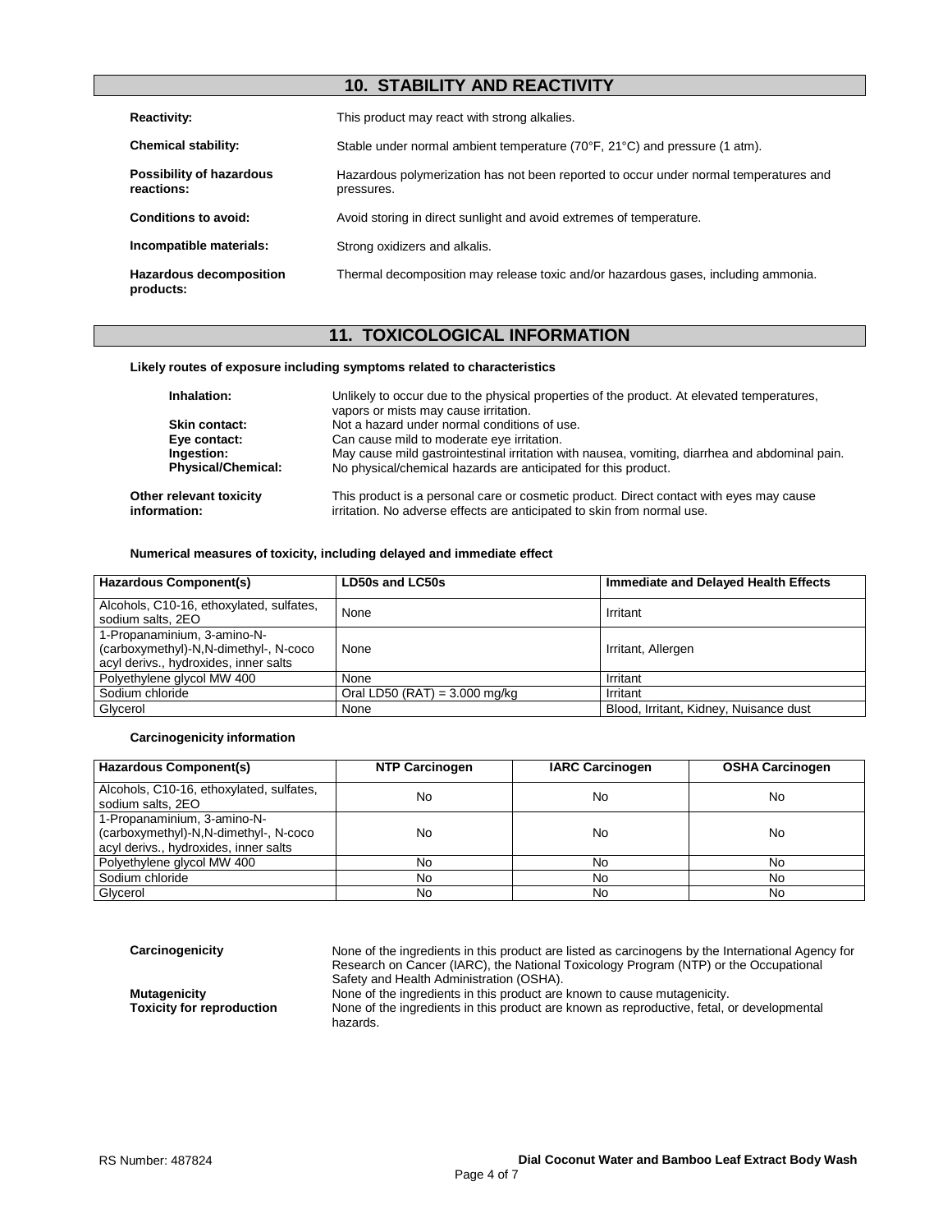## 10. STABILITY AND REACTIVITY

**Reactivity:** This product may react with strong alkalies.

**Chemical stability:** Stable under normal ambient temperature (70°F, 21°C) and pressure (1 atm).

**Possibility of hazardous reactions:** Hazardous polymerization has not been reported to occur under normal temperatures and pressures.

**Conditions to avoid:** Avoid storing in direct sunlight and avoid extremes of temperature.

**Incompatible materials:** Strong oxidizers and alkalis.

**Hazardous decomposition products:** Thermal decomposition may release toxic and/or hazardous gases, including ammonia.

## 11. TOXICOLOGICAL INFORMATION

**Likely routes of exposure including symptoms related to characteristics**

**Inhalation:** Unlikely to occur due to the physical properties of the product. At elevated temperatures, vapors or mists may cause irritation.

**Skin contact:** Not a hazard under normal conditions of use.

**Eye contact:** Can cause mild to moderate eye irritation.

**Ingestion:** May cause mild gastrointestinal irritation with nausea, vomiting, diarrhea and abdominal pain.

**Physical/Chemical:** No physical/chemical hazards are anticipated for this product.

**Other relevant toxicity information:** This product is a personal care or cosmetic product. Direct contact with eyes may cause irritation. No adverse effects are anticipated to skin from normal use.

**Numerical measures of toxicity, including delayed and immediate effect**

| Hazardous Component(s) | LD50s and LC50s | Immediate and Delayed Health Effects |
|---|---|---|
| Alcohols, C10-16, ethoxylated, sulfates, sodium salts, 2EO | None | Irritant |
| 1-Propanaminium, 3-amino-N-(carboxymethyl)-N,N-dimethyl-, N-coco acyl derivs., hydroxides, inner salts | None | Irritant, Allergen |
| Polyethylene glycol MW 400 | None | Irritant |
| Sodium chloride | Oral LD50 (RAT) = 3.000 mg/kg | Irritant |
| Glycerol | None | Blood, Irritant, Kidney, Nuisance dust |

**Carcinogenicity information**

| Hazardous Component(s) | NTP Carcinogen | IARC Carcinogen | OSHA Carcinogen |
|---|---|---|---|
| Alcohols, C10-16, ethoxylated, sulfates, sodium salts, 2EO | No | No | No |
| 1-Propanaminium, 3-amino-N-(carboxymethyl)-N,N-dimethyl-, N-coco acyl derivs., hydroxides, inner salts | No | No | No |
| Polyethylene glycol MW 400 | No | No | No |
| Sodium chloride | No | No | No |
| Glycerol | No | No | No |

**Carcinogenicity** None of the ingredients in this product are listed as carcinogens by the International Agency for Research on Cancer (IARC), the National Toxicology Program (NTP) or the Occupational Safety and Health Administration (OSHA).

**Mutagenicity** None of the ingredients in this product are known to cause mutagenicity.

**Toxicity for reproduction** None of the ingredients in this product are known as reproductive, fetal, or developmental hazards.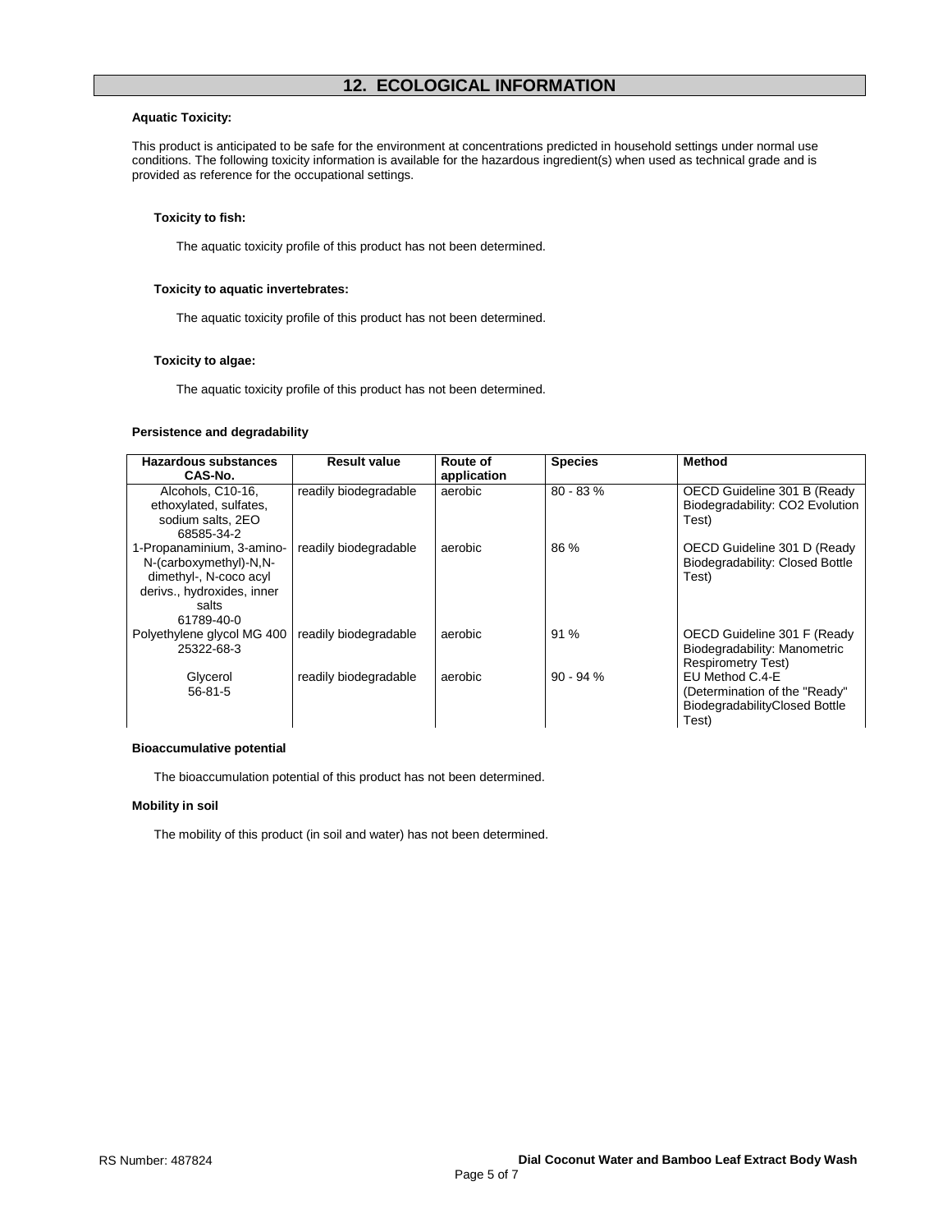## 12. ECOLOGICAL INFORMATION

**Aquatic Toxicity:**

This product is anticipated to be safe for the environment at concentrations predicted in household settings under normal use conditions. The following toxicity information is available for the hazardous ingredient(s) when used as technical grade and is provided as reference for the occupational settings.

**Toxicity to fish:**

The aquatic toxicity profile of this product has not been determined.

**Toxicity to aquatic invertebrates:**

The aquatic toxicity profile of this product has not been determined.

**Toxicity to algae:**

The aquatic toxicity profile of this product has not been determined.

**Persistence and degradability**

| Hazardous substances CAS-No. | Result value | Route of application | Species | Method |
|---|---|---|---|---|
| Alcohols, C10-16, ethoxylated, sulfates, sodium salts, 2EO 68585-34-2 | readily biodegradable | aerobic | 80 - 83 % | OECD Guideline 301 B (Ready Biodegradability: CO2 Evolution Test) |
| 1-Propanaminium, 3-amino-N-(carboxymethyl)-N,N-dimethyl-, N-coco acyl derivs., hydroxides, inner salts 61789-40-0 | readily biodegradable | aerobic | 86 % | OECD Guideline 301 D (Ready Biodegradability: Closed Bottle Test) |
| Polyethylene glycol MG 400 25322-68-3 | readily biodegradable | aerobic | 91 % | OECD Guideline 301 F (Ready Biodegradability: Manometric Respirometry Test) |
| Glycerol 56-81-5 | readily biodegradable | aerobic | 90 - 94 % | EU Method C.4-E (Determination of the "Ready" BiodegradabilityClosed Bottle Test) |

**Bioaccumulative potential**

The bioaccumulation potential of this product has not been determined.

**Mobility in soil**

The mobility of this product (in soil and water) has not been determined.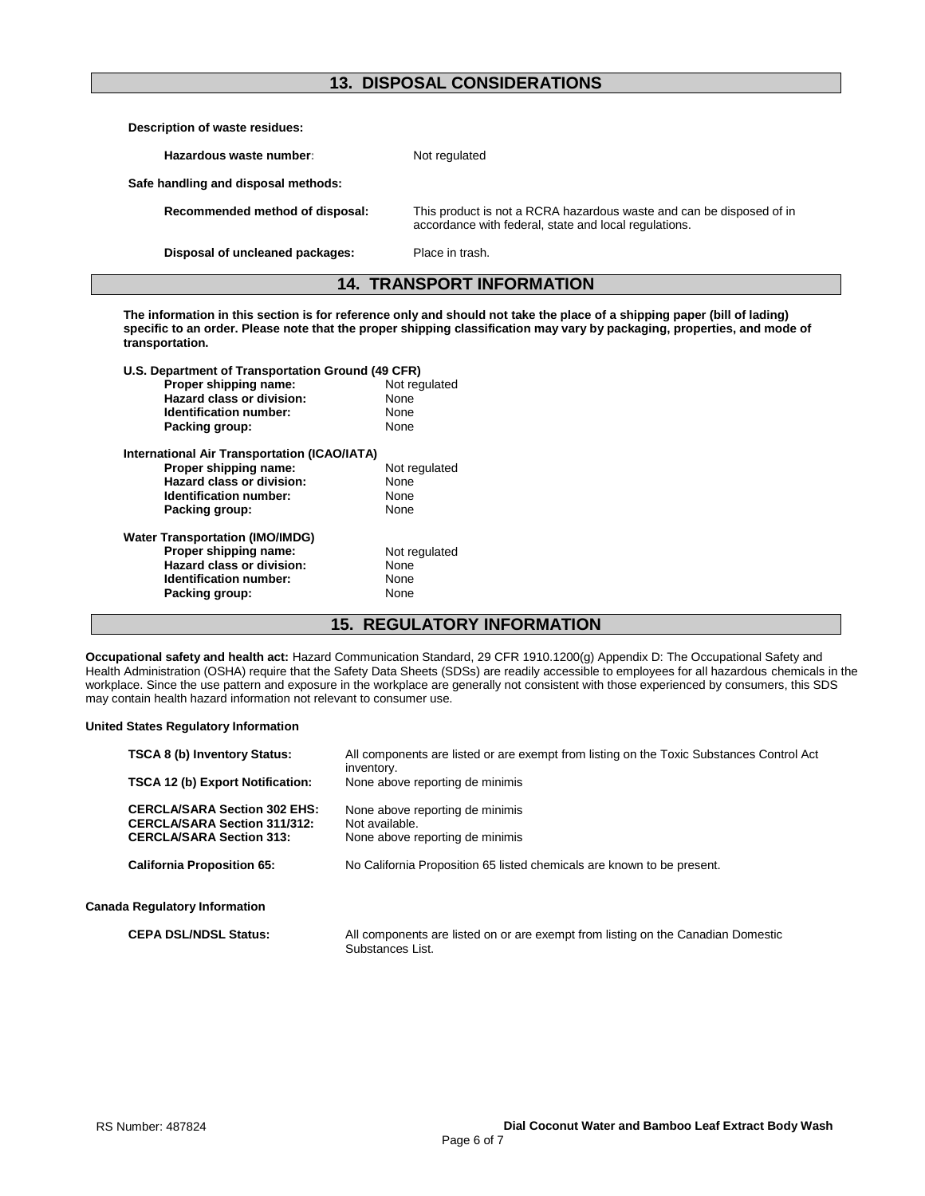## 13. DISPOSAL CONSIDERATIONS

**Description of waste residues:**

| | |
|---|---|
| **Hazardous waste number**: | Not regulated |

**Safe handling and disposal methods:**

| | |
|---|---|
| **Recommended method of disposal:** | This product is not a RCRA hazardous waste and can be disposed of in accordance with federal, state and local regulations. |
| **Disposal of uncleaned packages:** | Place in trash. |

## 14. TRANSPORT INFORMATION

**The information in this section is for reference only and should not take the place of a shipping paper (bill of lading) specific to an order. Please note that the proper shipping classification may vary by packaging, properties, and mode of transportation.**

**U.S. Department of Transportation Ground (49 CFR)**

| | |
|---|---|
| **Proper shipping name:** | Not regulated |
| **Hazard class or division:** | None |
| **Identification number:** | None |
| **Packing group:** | None |

**International Air Transportation (ICAO/IATA)**

| | |
|---|---|
| **Proper shipping name:** | Not regulated |
| **Hazard class or division:** | None |
| **Identification number:** | None |
| **Packing group:** | None |

**Water Transportation (IMO/IMDG)**

| | |
|---|---|
| **Proper shipping name:** | Not regulated |
| **Hazard class or division:** | None |
| **Identification number:** | None |
| **Packing group:** | None |

## 15. REGULATORY INFORMATION

**Occupational safety and health act:** Hazard Communication Standard, 29 CFR 1910.1200(g) Appendix D: The Occupational Safety and Health Administration (OSHA) require that the Safety Data Sheets (SDSs) are readily accessible to employees for all hazardous chemicals in the workplace. Since the use pattern and exposure in the workplace are generally not consistent with those experienced by consumers, this SDS may contain health hazard information not relevant to consumer use.

**United States Regulatory Information**

| | |
|---|---|
| **TSCA 8 (b) Inventory Status:** | All components are listed or are exempt from listing on the Toxic Substances Control Act inventory. |
| **TSCA 12 (b) Export Notification:** | None above reporting de minimis |
| **CERCLA/SARA Section 302 EHS:** | None above reporting de minimis |
| **CERCLA/SARA Section 311/312:** | Not available. |
| **CERCLA/SARA Section 313:** | None above reporting de minimis |
| **California Proposition 65:** | No California Proposition 65 listed chemicals are known to be present. |

**Canada Regulatory Information**

| | |
|---|---|
| **CEPA DSL/NDSL Status:** | All components are listed on or are exempt from listing on the Canadian Domestic Substances List. |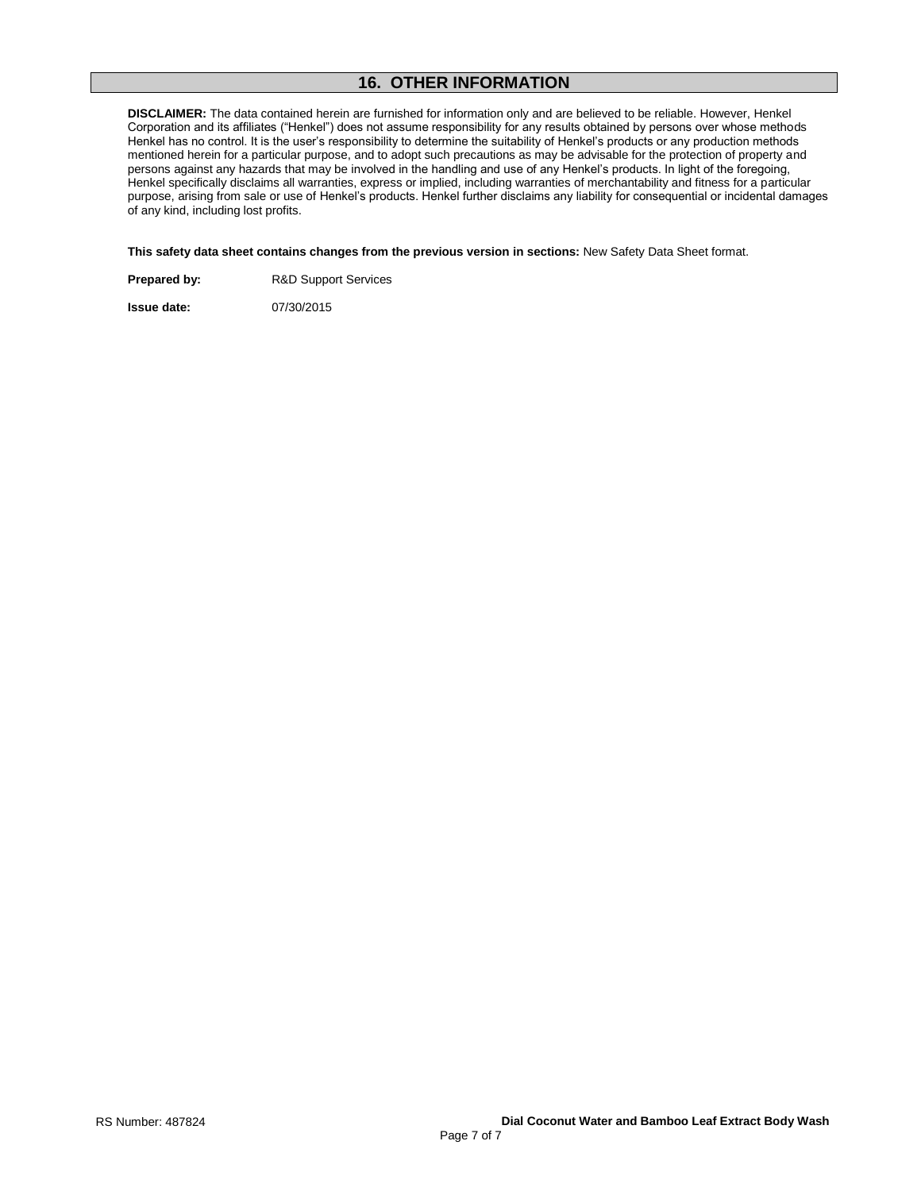## 16. OTHER INFORMATION

**DISCLAIMER:** The data contained herein are furnished for information only and are believed to be reliable. However, Henkel Corporation and its affiliates ("Henkel") does not assume responsibility for any results obtained by persons over whose methods Henkel has no control. It is the user's responsibility to determine the suitability of Henkel's products or any production methods mentioned herein for a particular purpose, and to adopt such precautions as may be advisable for the protection of property and persons against any hazards that may be involved in the handling and use of any Henkel's products. In light of the foregoing, Henkel specifically disclaims all warranties, express or implied, including warranties of merchantability and fitness for a particular purpose, arising from sale or use of Henkel's products. Henkel further disclaims any liability for consequential or incidental damages of any kind, including lost profits.

**This safety data sheet contains changes from the previous version in sections:** New Safety Data Sheet format.

**Prepared by:** R&D Support Services

**Issue date:** 07/30/2015